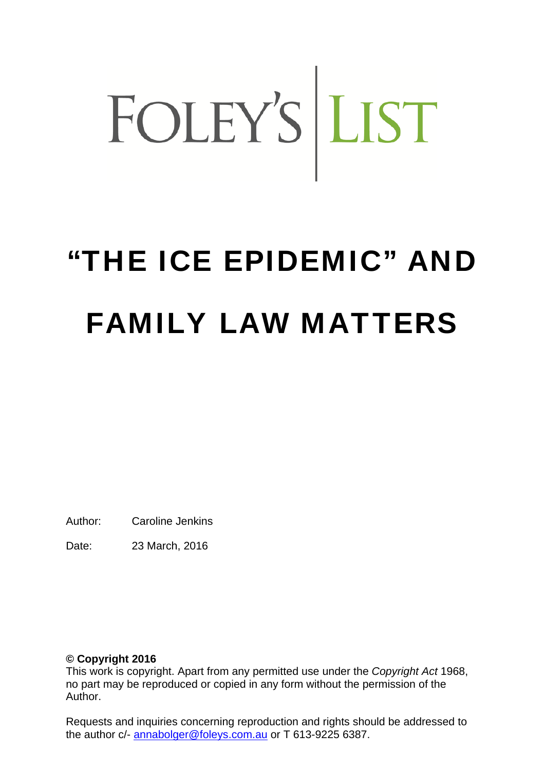FOLEY'S | LIST

# "THE ICE EPIDEMIC" AND FAMILY LAW MATTERS

Author: Caroline Jenkins

Date: 23 March, 2016

**© Copyright 2016**
This work is copyright. Apart from any permitted use under the *Copyright Act* 1968, no part may be reproduced or copied in any form without the permission of the Author.

Requests and inquiries concerning reproduction and rights should be addressed to the author c/- annabolger@foleys.com.au or T 613-9225 6387.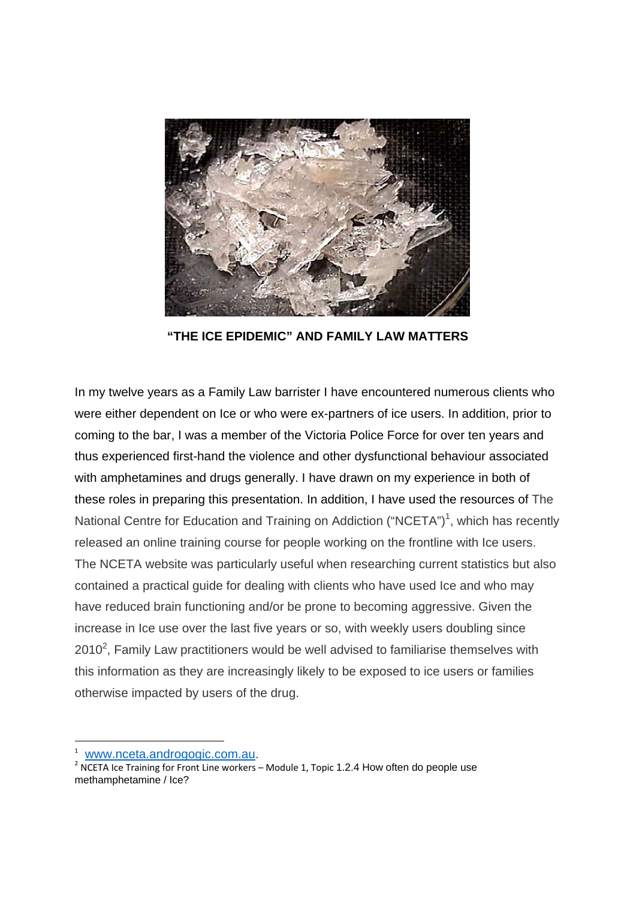**"THE ICE EPIDEMIC" AND FAMILY LAW MATTERS**

In my twelve years as a Family Law barrister I have encountered numerous clients who were either dependent on Ice or who were ex-partners of ice users. In addition, prior to coming to the bar, I was a member of the Victoria Police Force for over ten years and thus experienced first-hand the violence and other dysfunctional behaviour associated with amphetamines and drugs generally. I have drawn on my experience in both of these roles in preparing this presentation. In addition, I have used the resources of The National Centre for Education and Training on Addiction ("NCETA")[1], which has recently released an online training course for people working on the frontline with Ice users. The NCETA website was particularly useful when researching current statistics but also contained a practical guide for dealing with clients who have used Ice and who may have reduced brain functioning and/or be prone to becoming aggressive. Given the increase in Ice use over the last five years or so, with weekly users doubling since 2010[2], Family Law practitioners would be well advised to familiarise themselves with this information as they are increasingly likely to be exposed to ice users or families otherwise impacted by users of the drug.

---

[1] www.nceta.androgogic.com.au.

[2] NCETA Ice Training for Front Line workers – Module 1, Topic 1.2.4 How often do people use methamphetamine / Ice?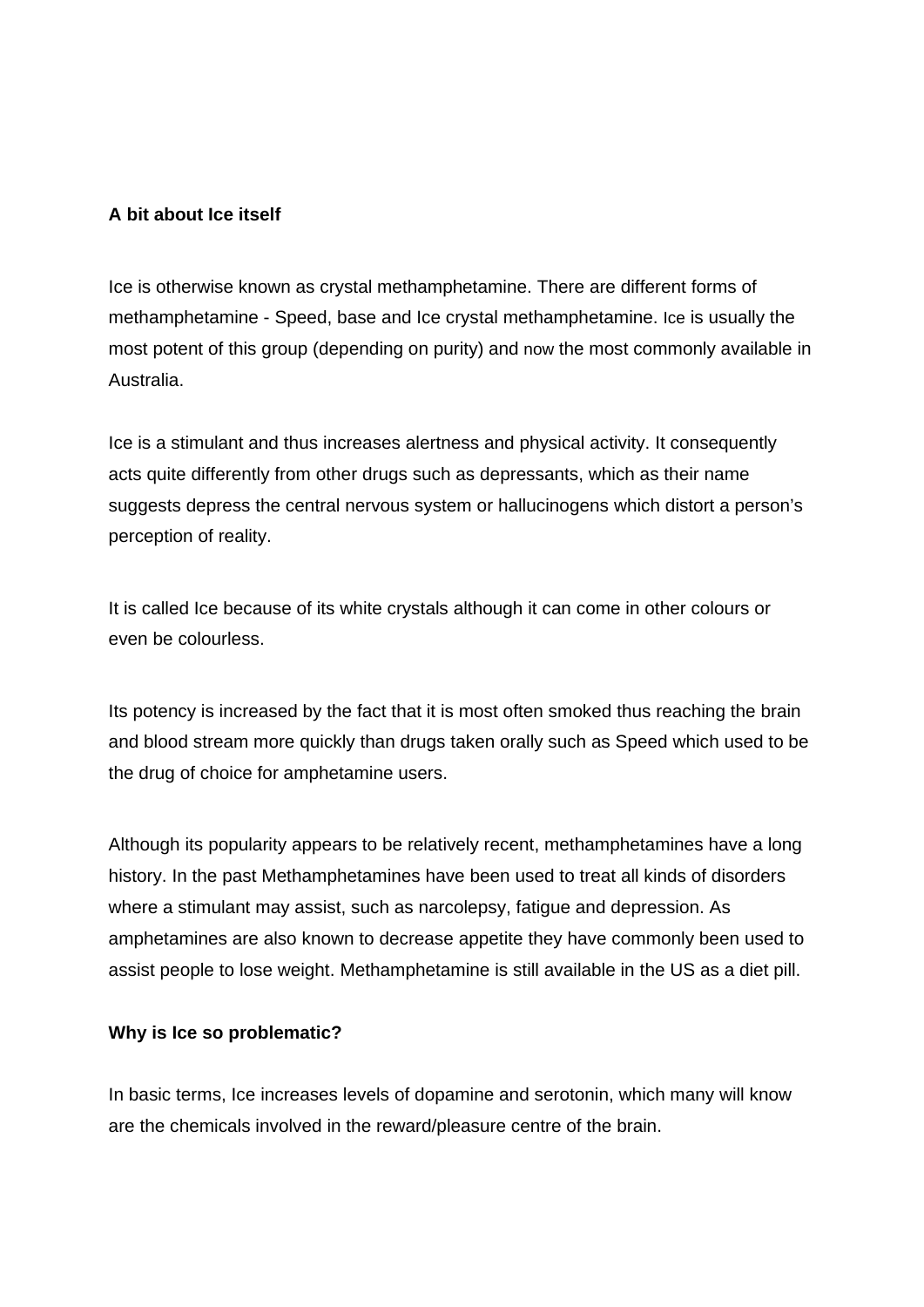**A bit about Ice itself**

Ice is otherwise known as crystal methamphetamine. There are different forms of methamphetamine - Speed, base and Ice crystal methamphetamine. Ice is usually the most potent of this group (depending on purity) and now the most commonly available in Australia.

Ice is a stimulant and thus increases alertness and physical activity. It consequently acts quite differently from other drugs such as depressants, which as their name suggests depress the central nervous system or hallucinogens which distort a person's perception of reality.

It is called Ice because of its white crystals although it can come in other colours or even be colourless.

Its potency is increased by the fact that it is most often smoked thus reaching the brain and blood stream more quickly than drugs taken orally such as Speed which used to be the drug of choice for amphetamine users.

Although its popularity appears to be relatively recent, methamphetamines have a long history. In the past Methamphetamines have been used to treat all kinds of disorders where a stimulant may assist, such as narcolepsy, fatigue and depression. As amphetamines are also known to decrease appetite they have commonly been used to assist people to lose weight. Methamphetamine is still available in the US as a diet pill.

**Why is Ice so problematic?**

In basic terms, Ice increases levels of dopamine and serotonin, which many will know are the chemicals involved in the reward/pleasure centre of the brain.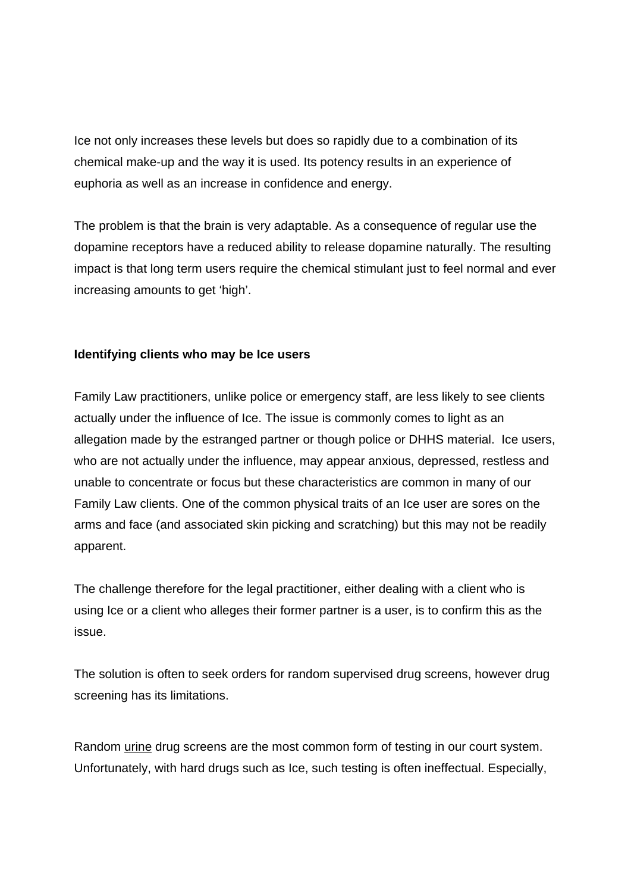Ice not only increases these levels but does so rapidly due to a combination of its chemical make-up and the way it is used. Its potency results in an experience of euphoria as well as an increase in confidence and energy.

The problem is that the brain is very adaptable. As a consequence of regular use the dopamine receptors have a reduced ability to release dopamine naturally. The resulting impact is that long term users require the chemical stimulant just to feel normal and ever increasing amounts to get 'high'.

**Identifying clients who may be Ice users**

Family Law practitioners, unlike police or emergency staff, are less likely to see clients actually under the influence of Ice. The issue is commonly comes to light as an allegation made by the estranged partner or though police or DHHS material. Ice users, who are not actually under the influence, may appear anxious, depressed, restless and unable to concentrate or focus but these characteristics are common in many of our Family Law clients. One of the common physical traits of an Ice user are sores on the arms and face (and associated skin picking and scratching) but this may not be readily apparent.

The challenge therefore for the legal practitioner, either dealing with a client who is using Ice or a client who alleges their former partner is a user, is to confirm this as the issue.

The solution is often to seek orders for random supervised drug screens, however drug screening has its limitations.

Random urine drug screens are the most common form of testing in our court system. Unfortunately, with hard drugs such as Ice, such testing is often ineffectual. Especially,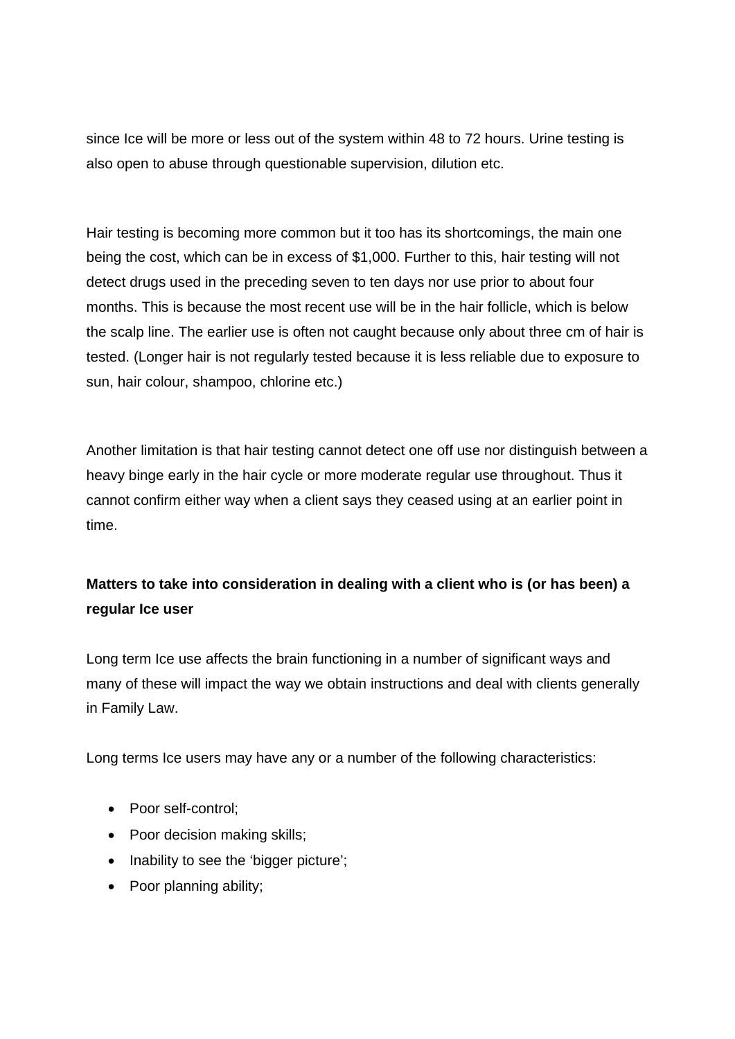since Ice will be more or less out of the system within 48 to 72 hours. Urine testing is also open to abuse through questionable supervision, dilution etc.

Hair testing is becoming more common but it too has its shortcomings, the main one being the cost, which can be in excess of $1,000. Further to this, hair testing will not detect drugs used in the preceding seven to ten days nor use prior to about four months. This is because the most recent use will be in the hair follicle, which is below the scalp line. The earlier use is often not caught because only about three cm of hair is tested. (Longer hair is not regularly tested because it is less reliable due to exposure to sun, hair colour, shampoo, chlorine etc.)

Another limitation is that hair testing cannot detect one off use nor distinguish between a heavy binge early in the hair cycle or more moderate regular use throughout. Thus it cannot confirm either way when a client says they ceased using at an earlier point in time.

**Matters to take into consideration in dealing with a client who is (or has been) a regular Ice user**

Long term Ice use affects the brain functioning in a number of significant ways and many of these will impact the way we obtain instructions and deal with clients generally in Family Law.

Long terms Ice users may have any or a number of the following characteristics:

- Poor self-control;
- Poor decision making skills;
- Inability to see the ‘bigger picture’;
- Poor planning ability;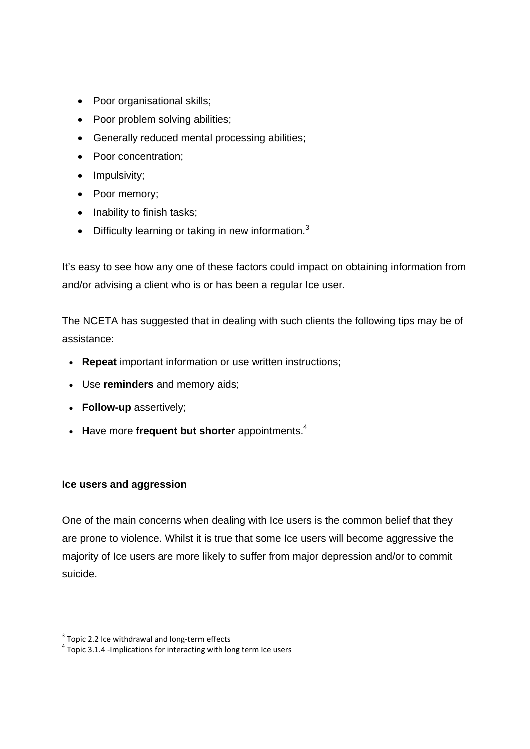- Poor organisational skills;
- Poor problem solving abilities;
- Generally reduced mental processing abilities;
- Poor concentration;
- Impulsivity;
- Poor memory;
- Inability to finish tasks;
- Difficulty learning or taking in new information.[3]

It's easy to see how any one of these factors could impact on obtaining information from and/or advising a client who is or has been a regular Ice user.

The NCETA has suggested that in dealing with such clients the following tips may be of assistance:

- **Repeat** important information or use written instructions;
- Use **reminders** and memory aids;
- **Follow-up** assertively;
- **H**ave more **frequent but shorter** appointments.[4]

**Ice users and aggression**

One of the main concerns when dealing with Ice users is the common belief that they are prone to violence. Whilst it is true that some Ice users will become aggressive the majority of Ice users are more likely to suffer from major depression and/or to commit suicide.

[3] Topic 2.2 Ice withdrawal and long-term effects

[4] Topic 3.1.4 -Implications for interacting with long term Ice users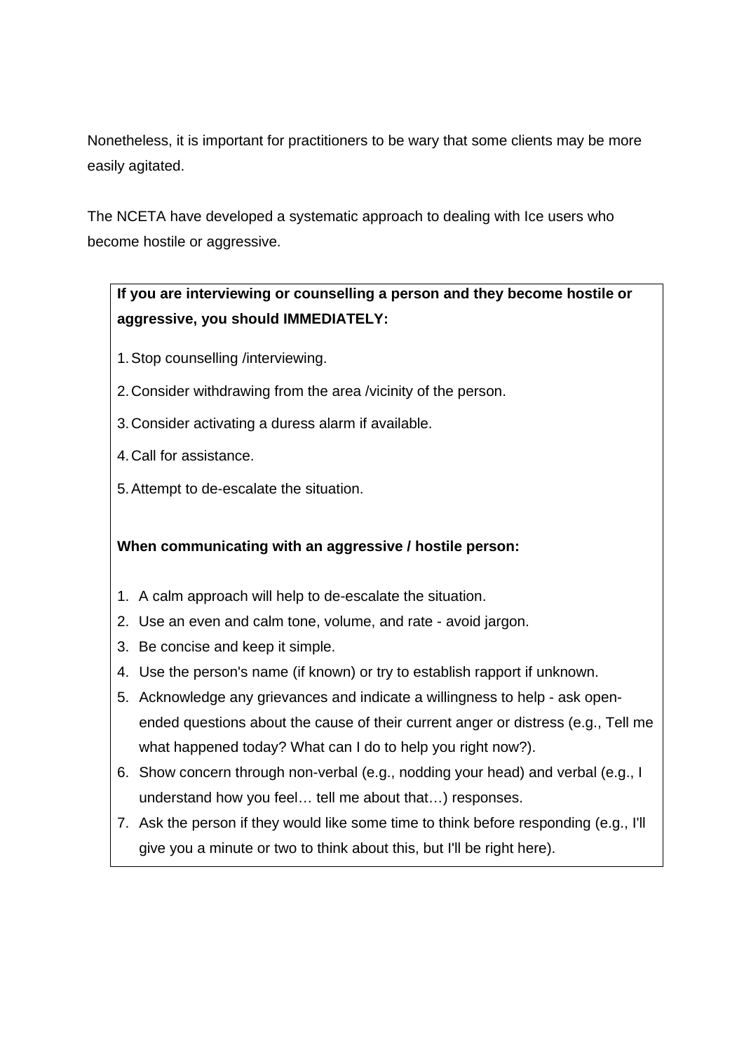Nonetheless, it is important for practitioners to be wary that some clients may be more easily agitated.

The NCETA have developed a systematic approach to dealing with Ice users who become hostile or aggressive.

**If you are interviewing or counselling a person and they become hostile or aggressive, you should IMMEDIATELY:**

1. Stop counselling /interviewing.
2. Consider withdrawing from the area /vicinity of the person.
3. Consider activating a duress alarm if available.
4. Call for assistance.
5. Attempt to de-escalate the situation.

**When communicating with an aggressive / hostile person:**

1. A calm approach will help to de-escalate the situation.
2. Use an even and calm tone, volume, and rate - avoid jargon.
3. Be concise and keep it simple.
4. Use the person's name (if known) or try to establish rapport if unknown.
5. Acknowledge any grievances and indicate a willingness to help - ask open-ended questions about the cause of their current anger or distress (e.g., Tell me what happened today? What can I do to help you right now?).
6. Show concern through non-verbal (e.g., nodding your head) and verbal (e.g., I understand how you feel… tell me about that…) responses.
7. Ask the person if they would like some time to think before responding (e.g., I'll give you a minute or two to think about this, but I'll be right here).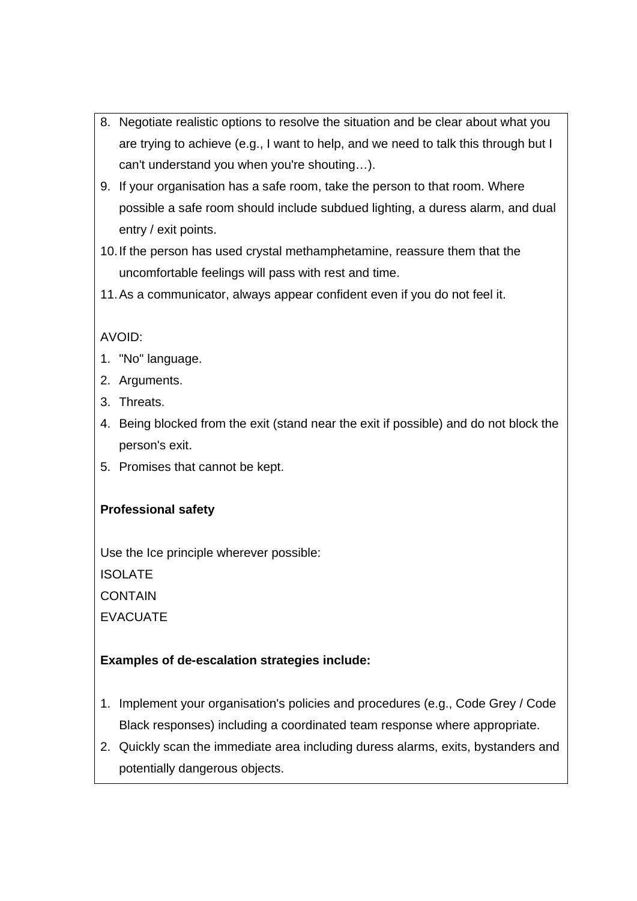8. Negotiate realistic options to resolve the situation and be clear about what you are trying to achieve (e.g., I want to help, and we need to talk this through but I can't understand you when you're shouting…).
9. If your organisation has a safe room, take the person to that room. Where possible a safe room should include subdued lighting, a duress alarm, and dual entry / exit points.
10. If the person has used crystal methamphetamine, reassure them that the uncomfortable feelings will pass with rest and time.
11. As a communicator, always appear confident even if you do not feel it.

AVOID:

1. "No" language.
2. Arguments.
3. Threats.
4. Being blocked from the exit (stand near the exit if possible) and do not block the person's exit.
5. Promises that cannot be kept.

**Professional safety**

Use the Ice principle wherever possible:
ISOLATE
CONTAIN
EVACUATE

**Examples of de-escalation strategies include:**

1. Implement your organisation's policies and procedures (e.g., Code Grey / Code Black responses) including a coordinated team response where appropriate.
2. Quickly scan the immediate area including duress alarms, exits, bystanders and potentially dangerous objects.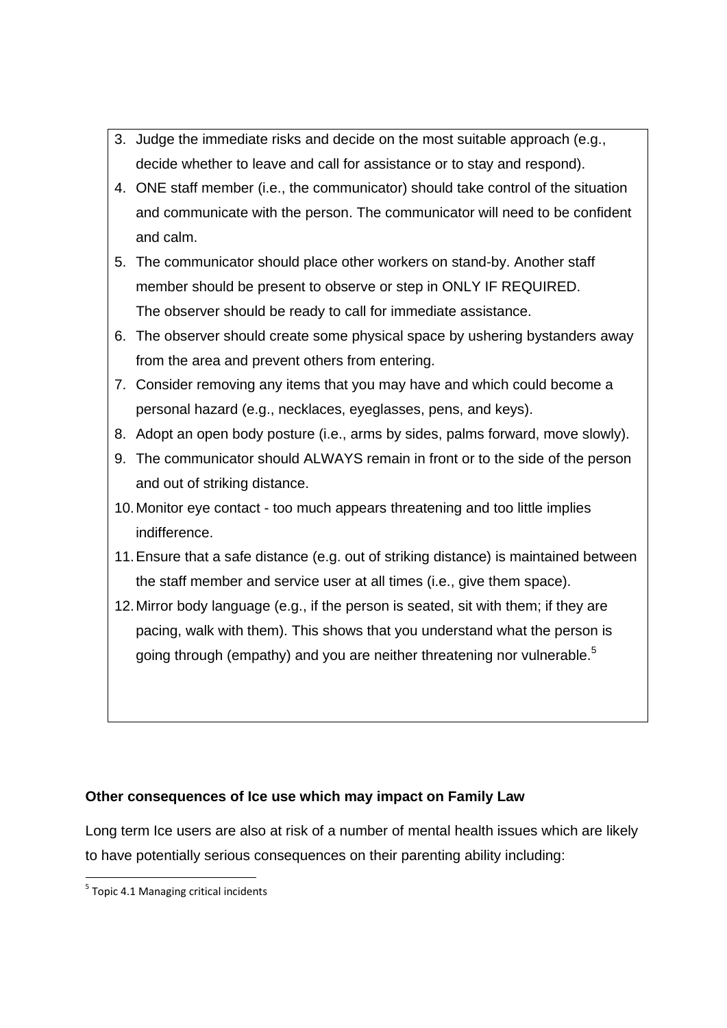3. Judge the immediate risks and decide on the most suitable approach (e.g., decide whether to leave and call for assistance or to stay and respond).
4. ONE staff member (i.e., the communicator) should take control of the situation and communicate with the person. The communicator will need to be confident and calm.
5. The communicator should place other workers on stand-by. Another staff member should be present to observe or step in ONLY IF REQUIRED. The observer should be ready to call for immediate assistance.
6. The observer should create some physical space by ushering bystanders away from the area and prevent others from entering.
7. Consider removing any items that you may have and which could become a personal hazard (e.g., necklaces, eyeglasses, pens, and keys).
8. Adopt an open body posture (i.e., arms by sides, palms forward, move slowly).
9. The communicator should ALWAYS remain in front or to the side of the person and out of striking distance.
10. Monitor eye contact - too much appears threatening and too little implies indifference.
11. Ensure that a safe distance (e.g. out of striking distance) is maintained between the staff member and service user at all times (i.e., give them space).
12. Mirror body language (e.g., if the person is seated, sit with them; if they are pacing, walk with them). This shows that you understand what the person is going through (empathy) and you are neither threatening nor vulnerable.[5]

**Other consequences of Ice use which may impact on Family Law**

Long term Ice users are also at risk of a number of mental health issues which are likely to have potentially serious consequences on their parenting ability including:

[5] Topic 4.1 Managing critical incidents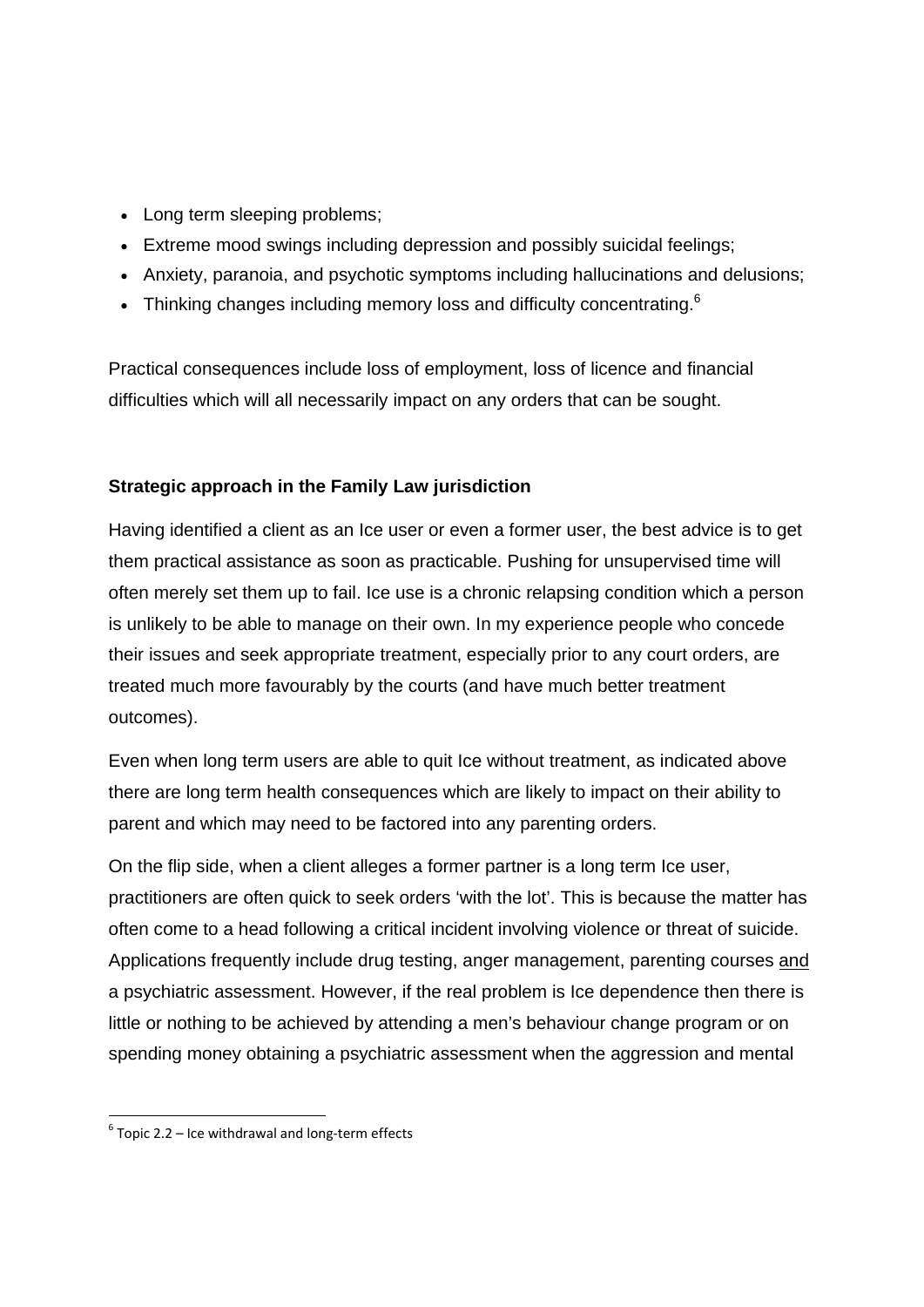- Long term sleeping problems;
- Extreme mood swings including depression and possibly suicidal feelings;
- Anxiety, paranoia, and psychotic symptoms including hallucinations and delusions;
- Thinking changes including memory loss and difficulty concentrating.[6]

Practical consequences include loss of employment, loss of licence and financial difficulties which will all necessarily impact on any orders that can be sought.

**Strategic approach in the Family Law jurisdiction**

Having identified a client as an Ice user or even a former user, the best advice is to get them practical assistance as soon as practicable. Pushing for unsupervised time will often merely set them up to fail. Ice use is a chronic relapsing condition which a person is unlikely to be able to manage on their own. In my experience people who concede their issues and seek appropriate treatment, especially prior to any court orders, are treated much more favourably by the courts (and have much better treatment outcomes).

Even when long term users are able to quit Ice without treatment, as indicated above there are long term health consequences which are likely to impact on their ability to parent and which may need to be factored into any parenting orders.

On the flip side, when a client alleges a former partner is a long term Ice user, practitioners are often quick to seek orders 'with the lot'. This is because the matter has often come to a head following a critical incident involving violence or threat of suicide. Applications frequently include drug testing, anger management, parenting courses <u>and</u> a psychiatric assessment. However, if the real problem is Ice dependence then there is little or nothing to be achieved by attending a men's behaviour change program or on spending money obtaining a psychiatric assessment when the aggression and mental

---

[6] Topic 2.2 – Ice withdrawal and long-term effects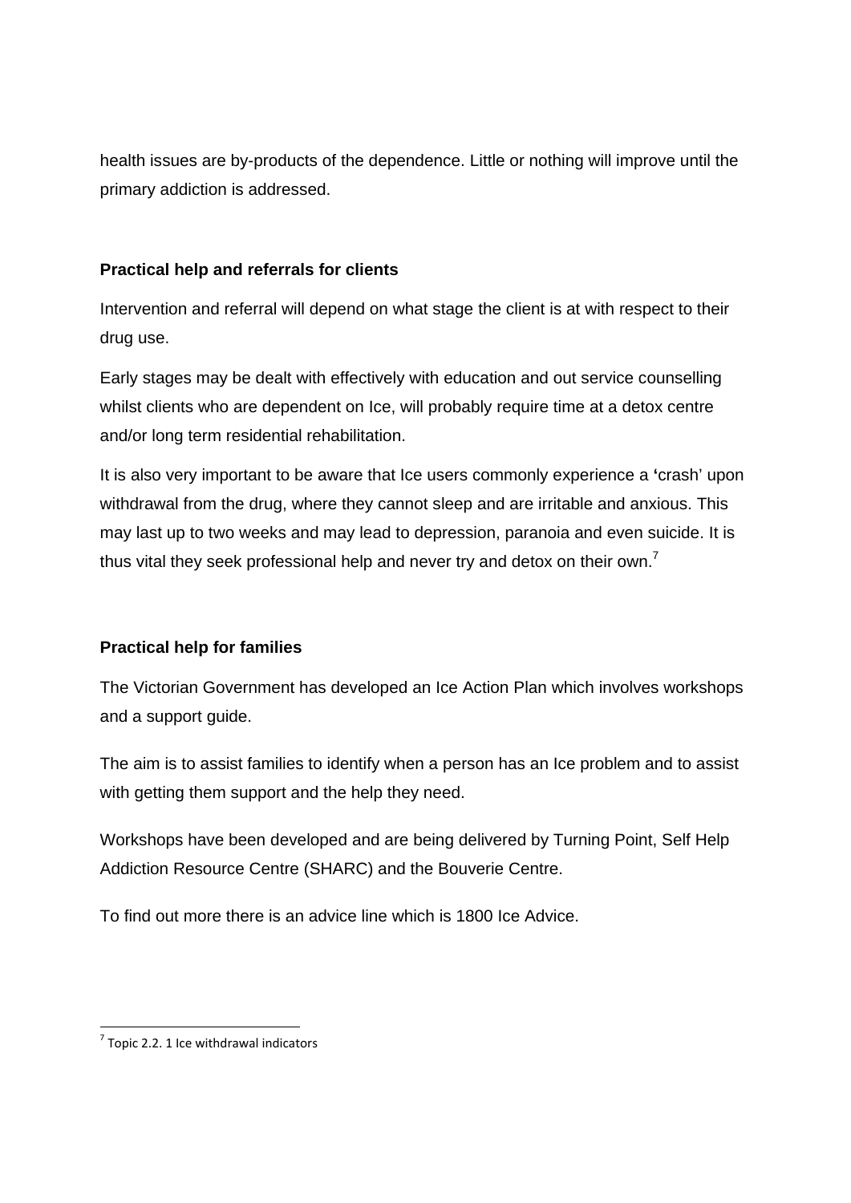health issues are by-products of the dependence. Little or nothing will improve until the primary addiction is addressed.

**Practical help and referrals for clients**

Intervention and referral will depend on what stage the client is at with respect to their drug use.

Early stages may be dealt with effectively with education and out service counselling whilst clients who are dependent on Ice, will probably require time at a detox centre and/or long term residential rehabilitation.

It is also very important to be aware that Ice users commonly experience a **'**crash' upon withdrawal from the drug, where they cannot sleep and are irritable and anxious. This may last up to two weeks and may lead to depression, paranoia and even suicide. It is thus vital they seek professional help and never try and detox on their own.[7]

**Practical help for families**

The Victorian Government has developed an Ice Action Plan which involves workshops and a support guide.

The aim is to assist families to identify when a person has an Ice problem and to assist with getting them support and the help they need.

Workshops have been developed and are being delivered by Turning Point, Self Help Addiction Resource Centre (SHARC) and the Bouverie Centre.

To find out more there is an advice line which is 1800 Ice Advice.

[7] Topic 2.2. 1 Ice withdrawal indicators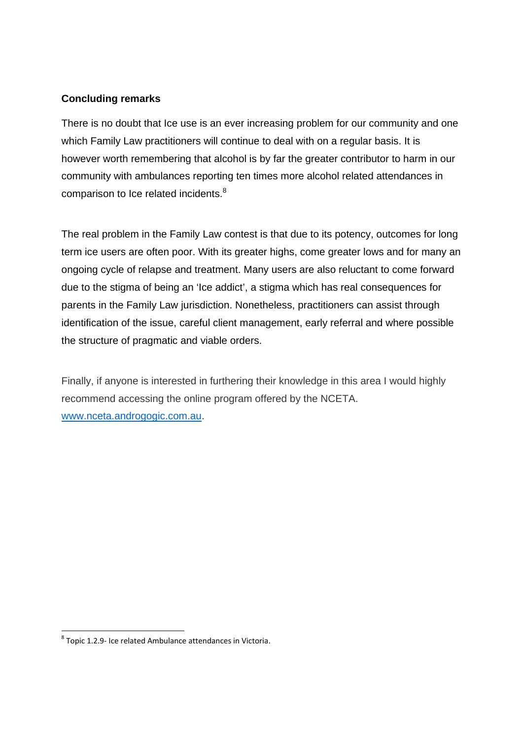**Concluding remarks**

There is no doubt that Ice use is an ever increasing problem for our community and one which Family Law practitioners will continue to deal with on a regular basis. It is however worth remembering that alcohol is by far the greater contributor to harm in our community with ambulances reporting ten times more alcohol related attendances in comparison to Ice related incidents.[8]

The real problem in the Family Law contest is that due to its potency, outcomes for long term ice users are often poor. With its greater highs, come greater lows and for many an ongoing cycle of relapse and treatment. Many users are also reluctant to come forward due to the stigma of being an 'Ice addict', a stigma which has real consequences for parents in the Family Law jurisdiction. Nonetheless, practitioners can assist through identification of the issue, careful client management, early referral and where possible the structure of pragmatic and viable orders.

Finally, if anyone is interested in furthering their knowledge in this area I would highly recommend accessing the online program offered by the NCETA. [www.nceta.androgogic.com.au](http://www.nceta.androgogic.com.au).

---

[8] Topic 1.2.9- Ice related Ambulance attendances in Victoria.